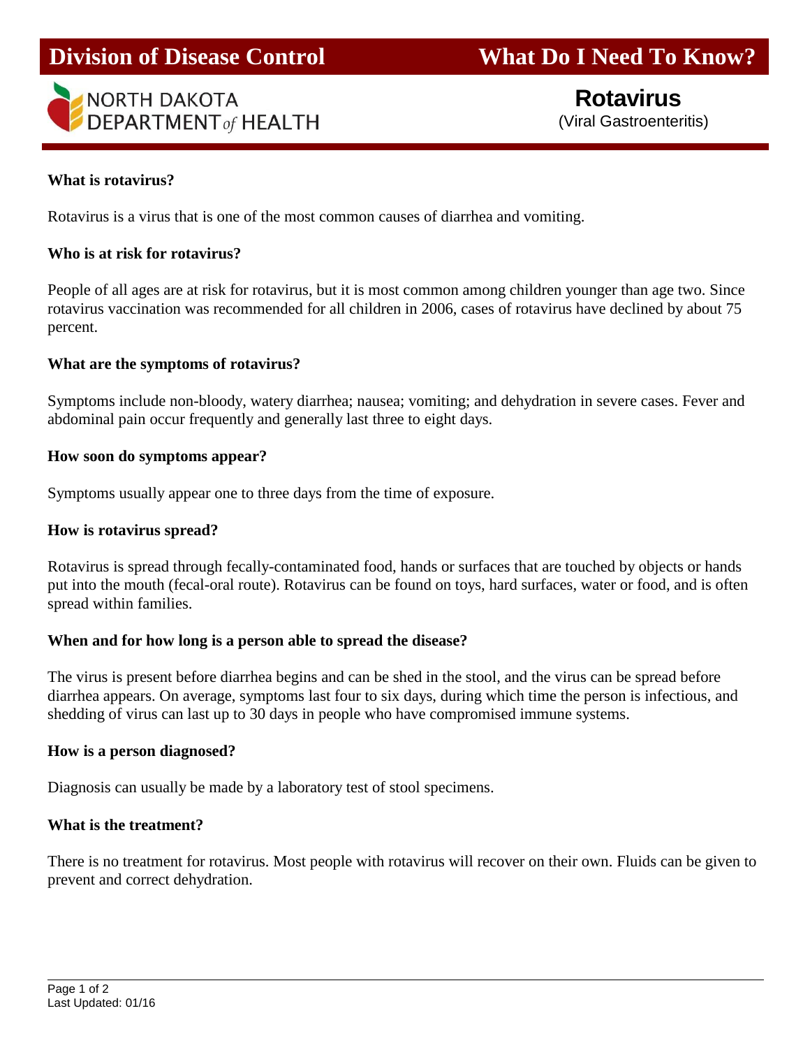**Division of Disease Control** | **What Do I Need To Know?**

NORTH DAKOTA DEPARTMENT *of* HEALTH

# Rotavirus

(Viral Gastroenteritis)

**What is rotavirus?**

Rotavirus is a virus that is one of the most common causes of diarrhea and vomiting.

**Who is at risk for rotavirus?**

People of all ages are at risk for rotavirus, but it is most common among children younger than age two. Since rotavirus vaccination was recommended for all children in 2006, cases of rotavirus have declined by about 75 percent.

**What are the symptoms of rotavirus?**

Symptoms include non-bloody, watery diarrhea; nausea; vomiting; and dehydration in severe cases. Fever and abdominal pain occur frequently and generally last three to eight days.

**How soon do symptoms appear?**

Symptoms usually appear one to three days from the time of exposure.

**How is rotavirus spread?**

Rotavirus is spread through fecally-contaminated food, hands or surfaces that are touched by objects or hands put into the mouth (fecal-oral route). Rotavirus can be found on toys, hard surfaces, water or food, and is often spread within families.

**When and for how long is a person able to spread the disease?**

The virus is present before diarrhea begins and can be shed in the stool, and the virus can be spread before diarrhea appears. On average, symptoms last four to six days, during which time the person is infectious, and shedding of virus can last up to 30 days in people who have compromised immune systems.

**How is a person diagnosed?**

Diagnosis can usually be made by a laboratory test of stool specimens.

**What is the treatment?**

There is no treatment for rotavirus. Most people with rotavirus will recover on their own. Fluids can be given to prevent and correct dehydration.

Last Updated: 01/16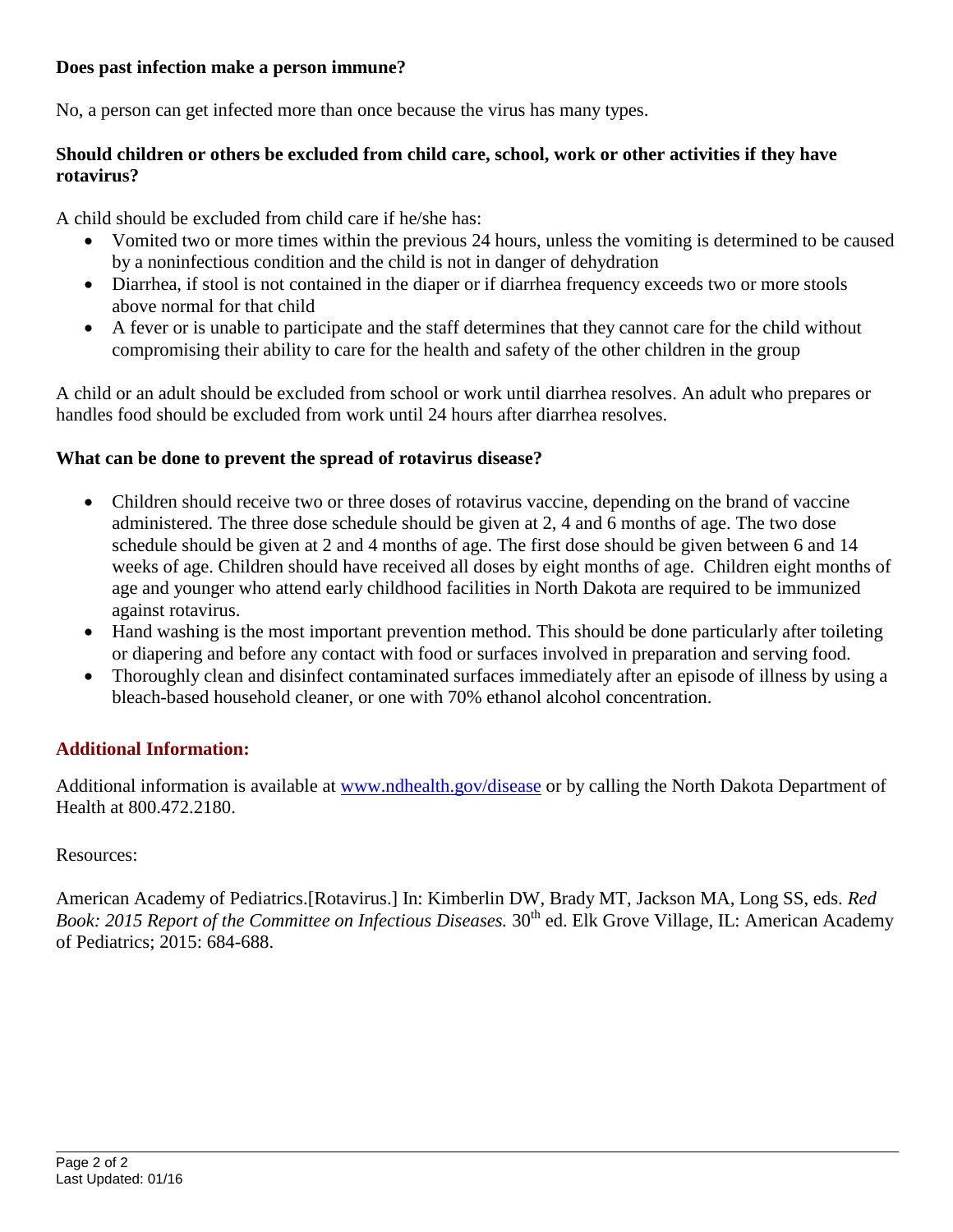**Does past infection make a person immune?**

No, a person can get infected more than once because the virus has many types.

**Should children or others be excluded from child care, school, work or other activities if they have rotavirus?**

A child should be excluded from child care if he/she has:

- Vomited two or more times within the previous 24 hours, unless the vomiting is determined to be caused by a noninfectious condition and the child is not in danger of dehydration
- Diarrhea, if stool is not contained in the diaper or if diarrhea frequency exceeds two or more stools above normal for that child
- A fever or is unable to participate and the staff determines that they cannot care for the child without compromising their ability to care for the health and safety of the other children in the group

A child or an adult should be excluded from school or work until diarrhea resolves. An adult who prepares or handles food should be excluded from work until 24 hours after diarrhea resolves.

**What can be done to prevent the spread of rotavirus disease?**

- Children should receive two or three doses of rotavirus vaccine, depending on the brand of vaccine administered. The three dose schedule should be given at 2, 4 and 6 months of age. The two dose schedule should be given at 2 and 4 months of age. The first dose should be given between 6 and 14 weeks of age. Children should have received all doses by eight months of age. Children eight months of age and younger who attend early childhood facilities in North Dakota are required to be immunized against rotavirus.
- Hand washing is the most important prevention method. This should be done particularly after toileting or diapering and before any contact with food or surfaces involved in preparation and serving food.
- Thoroughly clean and disinfect contaminated surfaces immediately after an episode of illness by using a bleach-based household cleaner, or one with 70% ethanol alcohol concentration.

## Additional Information:

Additional information is available at [www.ndhealth.gov/disease](http://www.ndhealth.gov/disease) or by calling the North Dakota Department of Health at 800.472.2180.

Resources:

American Academy of Pediatrics.[Rotavirus.] In: Kimberlin DW, Brady MT, Jackson MA, Long SS, eds. *Red Book: 2015 Report of the Committee on Infectious Diseases.* 30th ed. Elk Grove Village, IL: American Academy of Pediatrics; 2015: 684-688.

Last Updated: 01/16